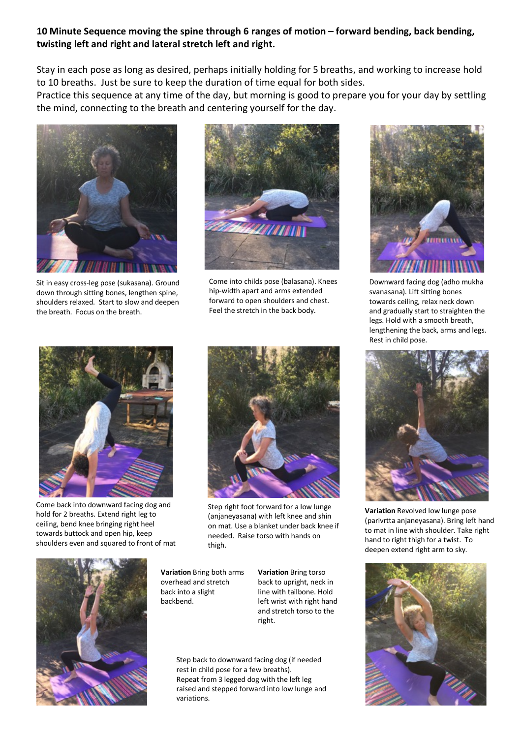**10 Minute Sequence moving the spine through 6 ranges of motion – forward bending, back bending, twisting left and right and lateral stretch left and right.**

Stay in each pose as long as desired, perhaps initially holding for 5 breaths, and working to increase hold to 10 breaths. Just be sure to keep the duration of time equal for both sides.
Practice this sequence at any time of the day, but morning is good to prepare you for your day by settling the mind, connecting to the breath and centering yourself for the day.

Sit in easy cross-leg pose (sukasana). Ground down through sitting bones, lengthen spine, shoulders relaxed. Start to slow and deepen the breath. Focus on the breath.

Come into childs pose (balasana). Knees hip-width apart and arms extended forward to open shoulders and chest. Feel the stretch in the back body.

Downward facing dog (adho mukha svanasana). Lift sitting bones towards ceiling, relax neck down and gradually start to straighten the legs. Hold with a smooth breath, lengthening the back, arms and legs. Rest in child pose.

Come back into downward facing dog and hold for 2 breaths. Extend right leg to ceiling, bend knee bringing right heel towards buttock and open hip, keep shoulders even and squared to front of mat

Step right foot forward for a low lunge (anjaneyasana) with left knee and shin on mat. Use a blanket under back knee if needed. Raise torso with hands on thigh.

**Variation** Revolved low lunge pose (parivrtta anjaneyasana). Bring left hand to mat in line with shoulder. Take right hand to right thigh for a twist. To deepen extend right arm to sky.

**Variation** Bring both arms overhead and stretch back into a slight backbend.

**Variation** Bring torso back to upright, neck in line with tailbone. Hold left wrist with right hand and stretch torso to the right.

Step back to downward facing dog (if needed rest in child pose for a few breaths).
Repeat from 3 legged dog with the left leg raised and stepped forward into low lunge and variations.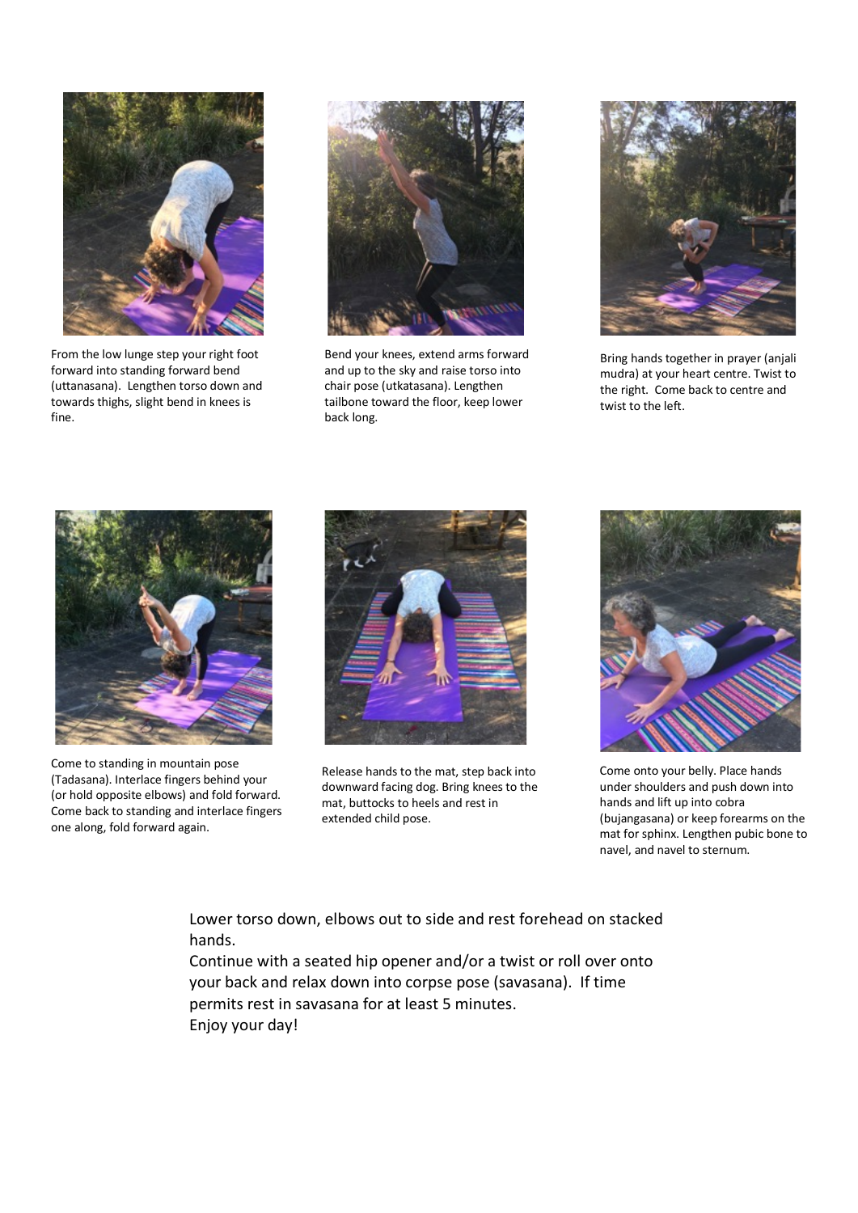From the low lunge step your right foot forward into standing forward bend (uttanasana). Lengthen torso down and towards thighs, slight bend in knees is fine.

Bend your knees, extend arms forward and up to the sky and raise torso into chair pose (utkatasana). Lengthen tailbone toward the floor, keep lower back long.

Bring hands together in prayer (anjali mudra) at your heart centre. Twist to the right. Come back to centre and twist to the left.

Come to standing in mountain pose (Tadasana). Interlace fingers behind your (or hold opposite elbows) and fold forward. Come back to standing and interlace fingers one along, fold forward again.

Release hands to the mat, step back into downward facing dog. Bring knees to the mat, buttocks to heels and rest in extended child pose.

Come onto your belly. Place hands under shoulders and push down into hands and lift up into cobra (bujangasana) or keep forearms on the mat for sphinx. Lengthen pubic bone to navel, and navel to sternum.

Lower torso down, elbows out to side and rest forehead on stacked hands.
Continue with a seated hip opener and/or a twist or roll over onto your back and relax down into corpse pose (savasana). If time permits rest in savasana for at least 5 minutes.
Enjoy your day!